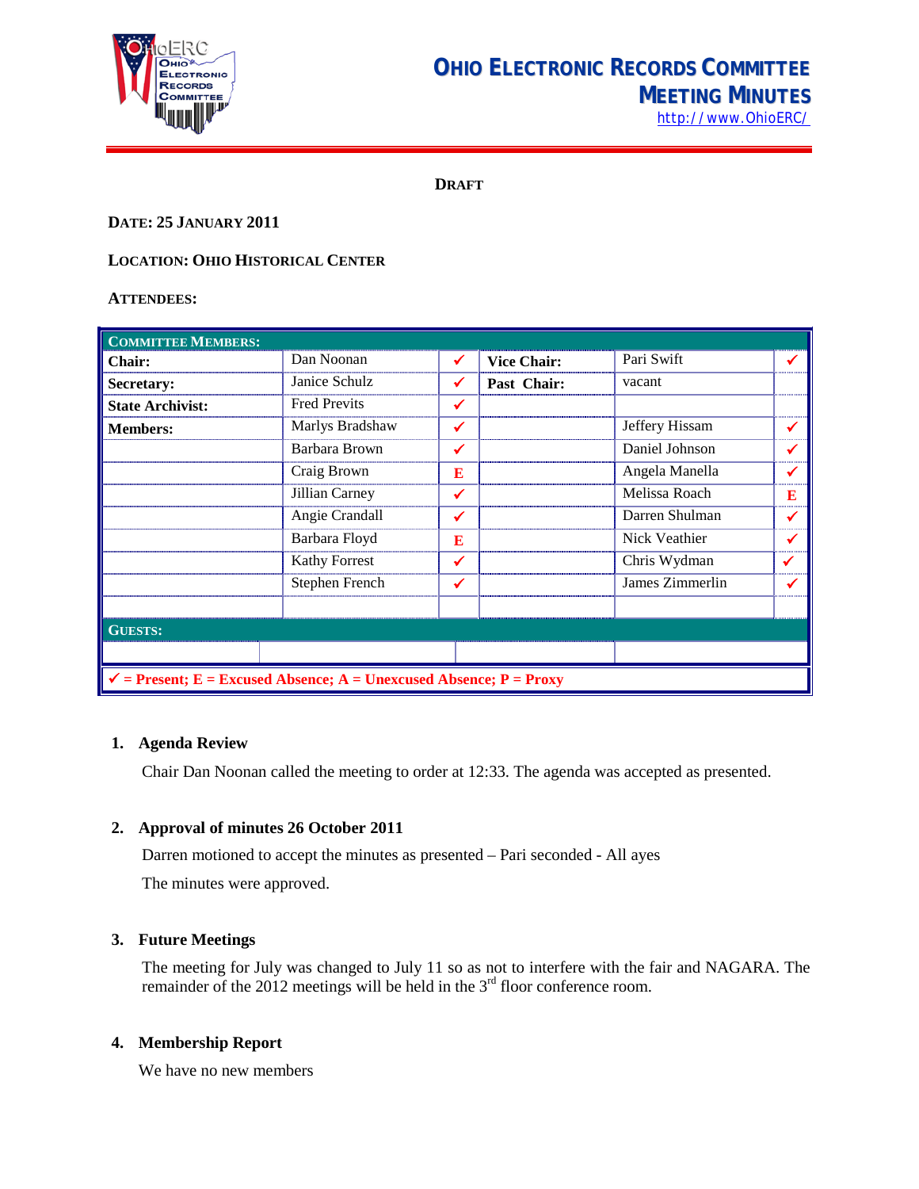# OHIO ELECTRONIC RECORDS COMMITTEE MEETING MINUTES

http://www.OhioERC/

**DRAFT**

**DATE: 25 JANUARY 2011**

**LOCATION: OHIO HISTORICAL CENTER**

**ATTENDEES:**

| COMMITTEE MEMBERS: | | | | | |
|---|---|---|---|---|---|
| **Chair:** | Dan Noonan | ✓ | **Vice Chair:** | Pari Swift | ✓ |
| **Secretary:** | Janice Schulz | ✓ | **Past Chair:** | vacant | |
| **State Archivist:** | Fred Previts | ✓ | | | |
| **Members:** | Marlys Bradshaw | ✓ | | Jeffery Hissam | ✓ |
| | Barbara Brown | ✓ | | Daniel Johnson | ✓ |
| | Craig Brown | E | | Angela Manella | ✓ |
| | Jillian Carney | ✓ | | Melissa Roach | E |
| | Angie Crandall | ✓ | | Darren Shulman | ✓ |
| | Barbara Floyd | E | | Nick Veathier | ✓ |
| | Kathy Forrest | ✓ | | Chris Wydman | ✓ |
| | Stephen French | ✓ | | James Zimmerlin | ✓ |
| | | | | | |
| **GUESTS:** | | | | | |
| | | | | | |

✓ = Present; E = Excused Absence; A = Unexcused Absence; P = Proxy

## 1. Agenda Review

Chair Dan Noonan called the meeting to order at 12:33. The agenda was accepted as presented.

## 2. Approval of minutes 26 October 2011

Darren motioned to accept the minutes as presented – Pari seconded - All ayes

The minutes were approved.

## 3. Future Meetings

The meeting for July was changed to July 11 so as not to interfere with the fair and NAGARA. The remainder of the 2012 meetings will be held in the 3rd floor conference room.

## 4. Membership Report

We have no new members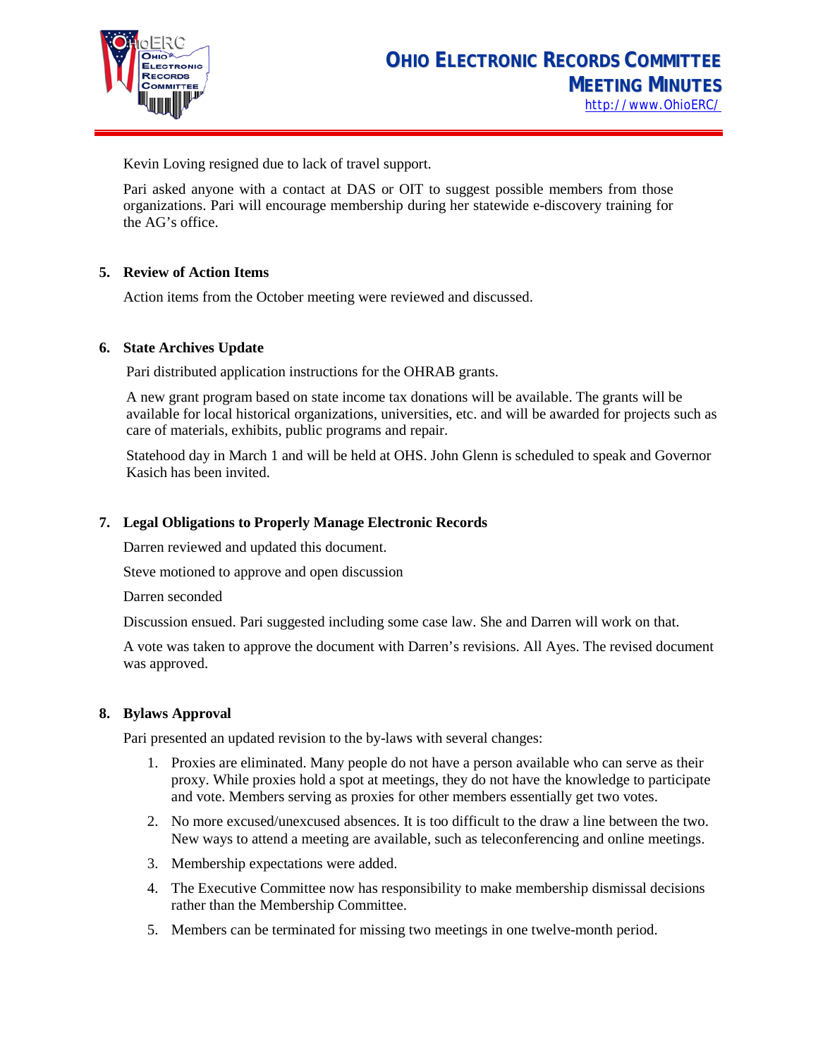Kevin Loving resigned due to lack of travel support.

Pari asked anyone with a contact at DAS or OIT to suggest possible members from those organizations. Pari will encourage membership during her statewide e-discovery training for the AG's office.

**5. Review of Action Items**

Action items from the October meeting were reviewed and discussed.

**6. State Archives Update**

Pari distributed application instructions for the OHRAB grants.

A new grant program based on state income tax donations will be available. The grants will be available for local historical organizations, universities, etc. and will be awarded for projects such as care of materials, exhibits, public programs and repair.

Statehood day in March 1 and will be held at OHS. John Glenn is scheduled to speak and Governor Kasich has been invited.

**7. Legal Obligations to Properly Manage Electronic Records**

Darren reviewed and updated this document.

Steve motioned to approve and open discussion

Darren seconded

Discussion ensued. Pari suggested including some case law. She and Darren will work on that.

A vote was taken to approve the document with Darren's revisions. All Ayes. The revised document was approved.

**8. Bylaws Approval**

Pari presented an updated revision to the by-laws with several changes:

1. Proxies are eliminated. Many people do not have a person available who can serve as their proxy. While proxies hold a spot at meetings, they do not have the knowledge to participate and vote. Members serving as proxies for other members essentially get two votes.
2. No more excused/unexcused absences. It is too difficult to the draw a line between the two. New ways to attend a meeting are available, such as teleconferencing and online meetings.
3. Membership expectations were added.
4. The Executive Committee now has responsibility to make membership dismissal decisions rather than the Membership Committee.
5. Members can be terminated for missing two meetings in one twelve-month period.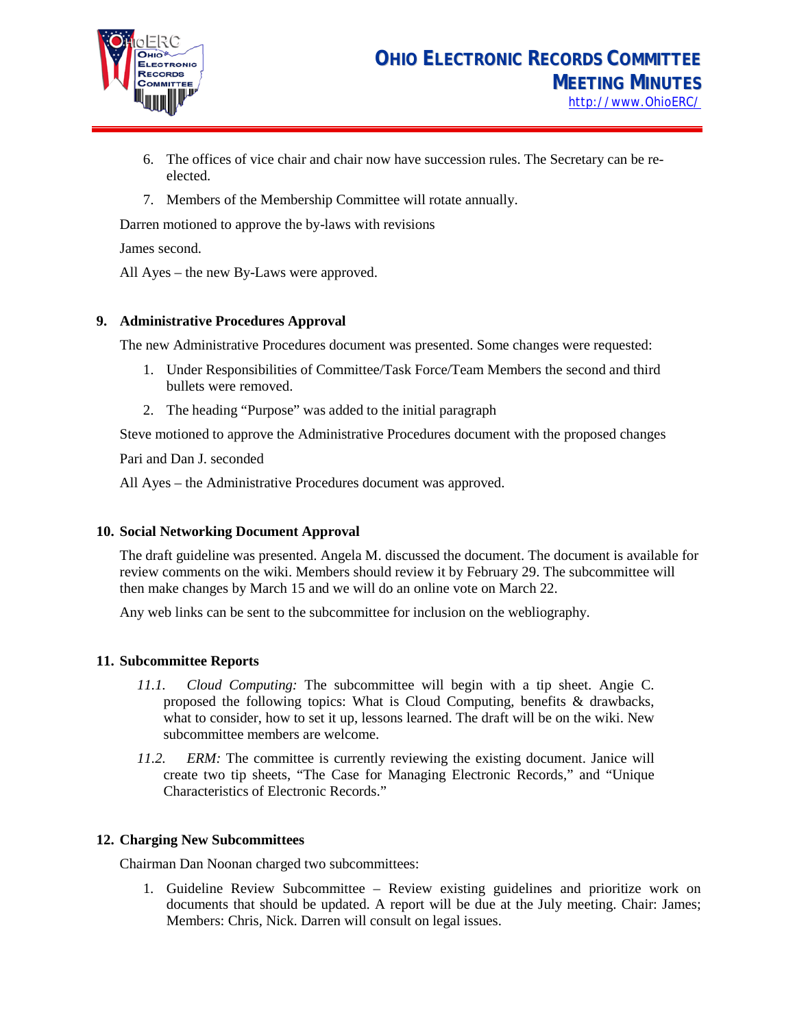6. The offices of vice chair and chair now have succession rules. The Secretary can be re-elected.
7. Members of the Membership Committee will rotate annually.

Darren motioned to approve the by-laws with revisions

James second.

All Ayes – the new By-Laws were approved.

## 9. Administrative Procedures Approval

The new Administrative Procedures document was presented. Some changes were requested:

1. Under Responsibilities of Committee/Task Force/Team Members the second and third bullets were removed.
2. The heading "Purpose" was added to the initial paragraph

Steve motioned to approve the Administrative Procedures document with the proposed changes

Pari and Dan J. seconded

All Ayes – the Administrative Procedures document was approved.

## 10. Social Networking Document Approval

The draft guideline was presented. Angela M. discussed the document. The document is available for review comments on the wiki. Members should review it by February 29. The subcommittee will then make changes by March 15 and we will do an online vote on March 22.

Any web links can be sent to the subcommittee for inclusion on the webliography.

## 11. Subcommittee Reports

*11.1.* *Cloud Computing:* The subcommittee will begin with a tip sheet. Angie C. proposed the following topics: What is Cloud Computing, benefits & drawbacks, what to consider, how to set it up, lessons learned. The draft will be on the wiki. New subcommittee members are welcome.

*11.2.* *ERM:* The committee is currently reviewing the existing document. Janice will create two tip sheets, "The Case for Managing Electronic Records," and "Unique Characteristics of Electronic Records."

## 12. Charging New Subcommittees

Chairman Dan Noonan charged two subcommittees:

1. Guideline Review Subcommittee – Review existing guidelines and prioritize work on documents that should be updated. A report will be due at the July meeting. Chair: James; Members: Chris, Nick. Darren will consult on legal issues.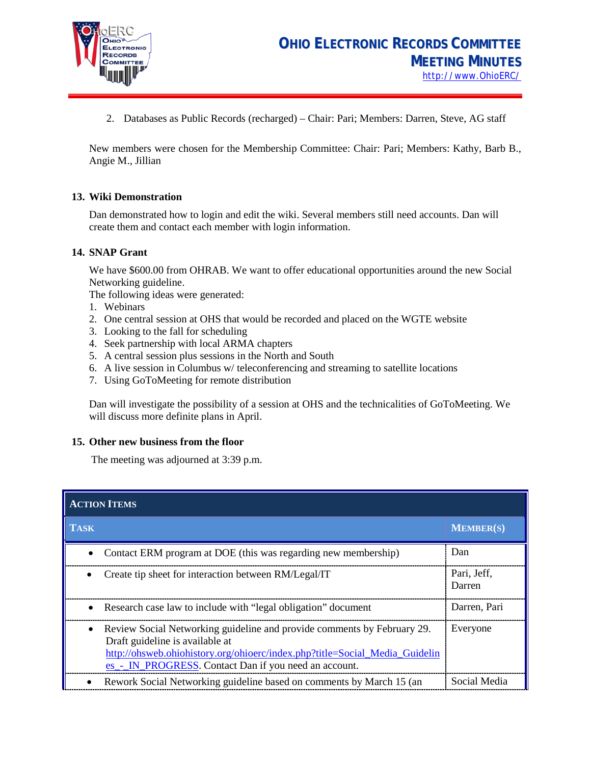2. Databases as Public Records (recharged) – Chair: Pari; Members: Darren, Steve, AG staff

New members were chosen for the Membership Committee: Chair: Pari; Members: Kathy, Barb B., Angie M., Jillian

### 13. Wiki Demonstration

Dan demonstrated how to login and edit the wiki. Several members still need accounts. Dan will create them and contact each member with login information.

### 14. SNAP Grant

We have $600.00 from OHRAB. We want to offer educational opportunities around the new Social Networking guideline.
The following ideas were generated:

1. Webinars
2. One central session at OHS that would be recorded and placed on the WGTE website
3. Looking to the fall for scheduling
4. Seek partnership with local ARMA chapters
5. A central session plus sessions in the North and South
6. A live session in Columbus w/ teleconferencing and streaming to satellite locations
7. Using GoToMeeting for remote distribution

Dan will investigate the possibility of a session at OHS and the technicalities of GoToMeeting. We will discuss more definite plans in April.

### 15. Other new business from the floor

The meeting was adjourned at 3:39 p.m.

**ACTION ITEMS**

| TASK | MEMBER(S) |
|---|---|
| • Contact ERM program at DOE (this was regarding new membership) | Dan |
| • Create tip sheet for interaction between RM/Legal/IT | Pari, Jeff, Darren |
| • Research case law to include with "legal obligation" document | Darren, Pari |
| • Review Social Networking guideline and provide comments by February 29. Draft guideline is available at http://ohsweb.ohiohistory.org/ohioerc/index.php?title=Social_Media_Guidelines_-_IN_PROGRESS. Contact Dan if you need an account. | Everyone |
| • Rework Social Networking guideline based on comments by March 15 (an | Social Media |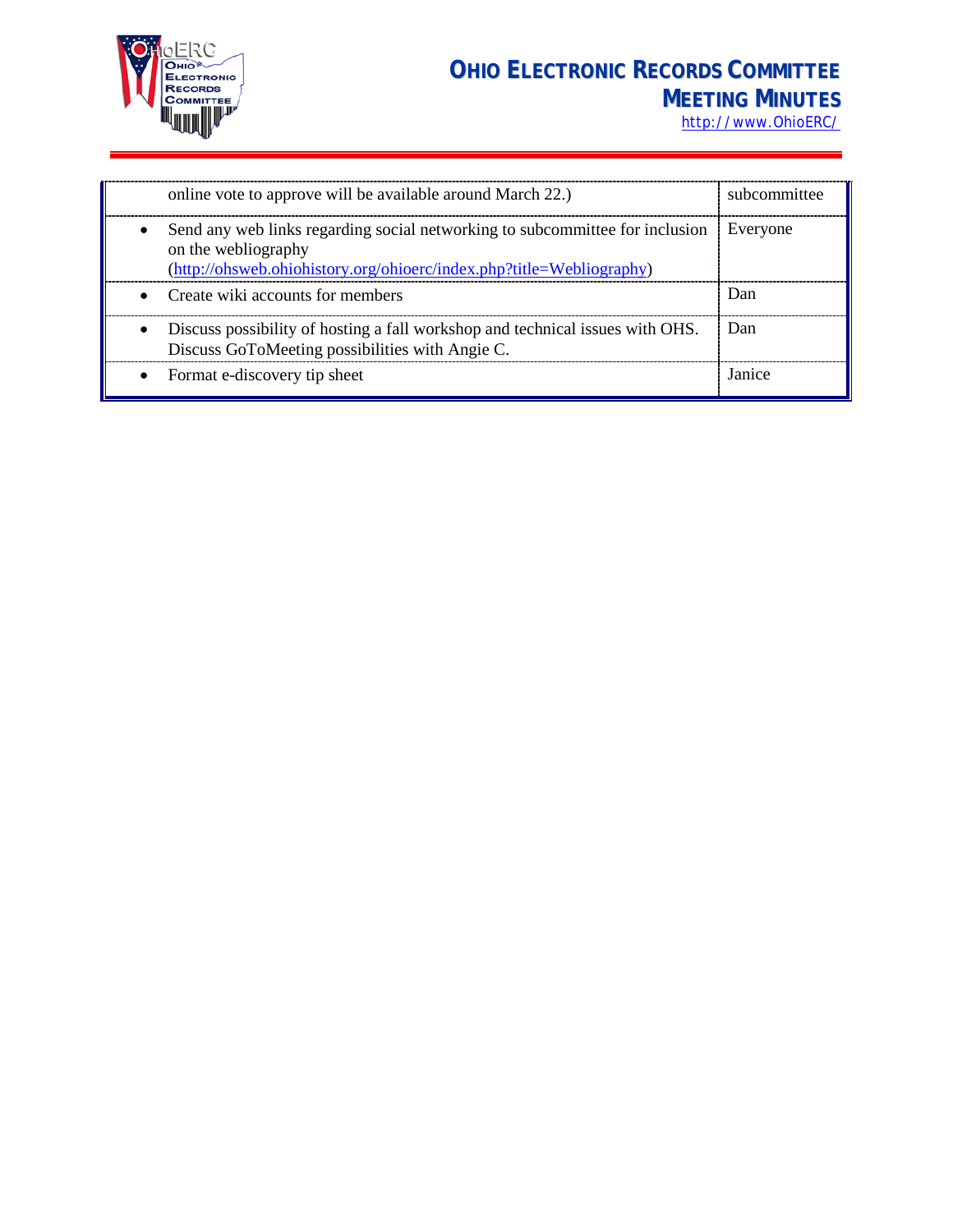| | |
|---|---|
| online vote to approve will be available around March 22.) | subcommittee |
| • Send any web links regarding social networking to subcommittee for inclusion on the webliography (http://ohsweb.ohiohistory.org/ohioerc/index.php?title=Webliography) | Everyone |
| • Create wiki accounts for members | Dan |
| • Discuss possibility of hosting a fall workshop and technical issues with OHS. Discuss GoToMeeting possibilities with Angie C. | Dan |
| • Format e-discovery tip sheet | Janice |